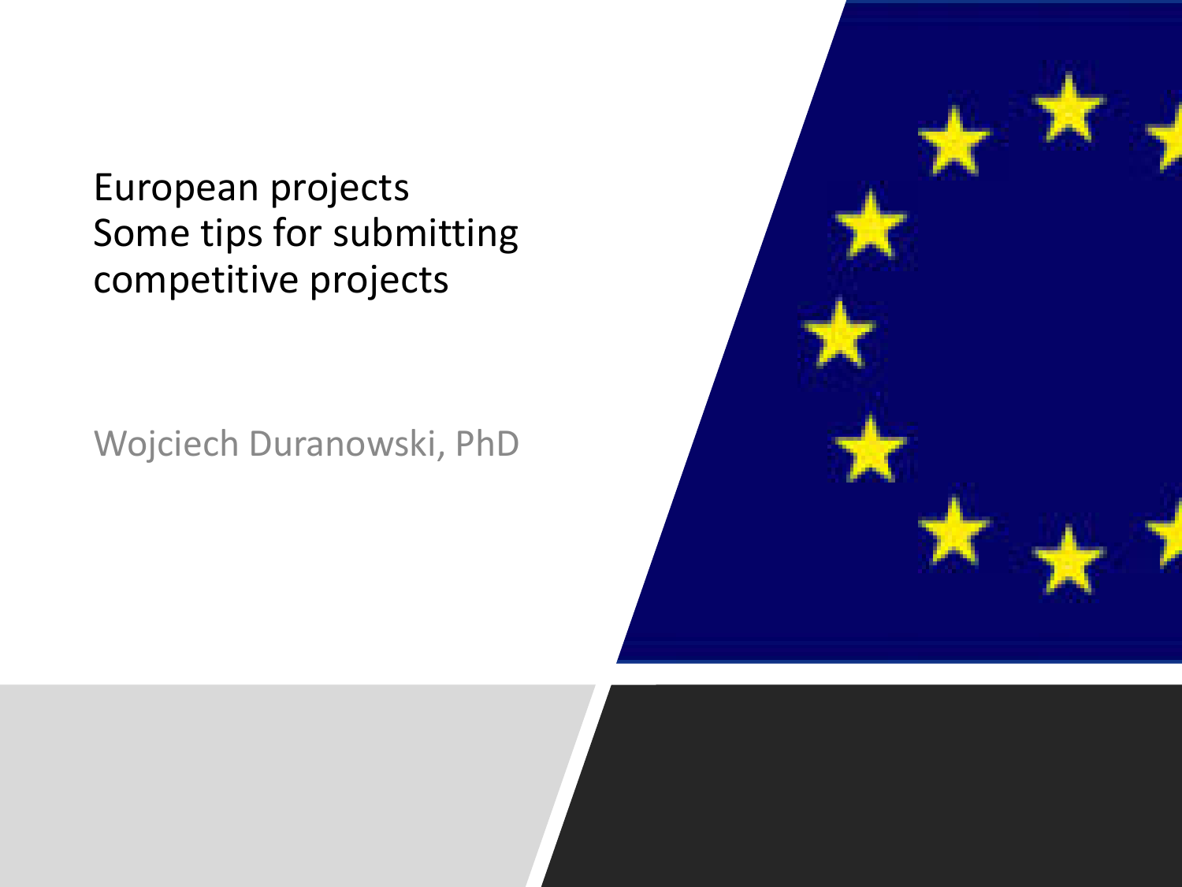# European projects
# Some tips for submitting competitive projects

Wojciech Duranowski, PhD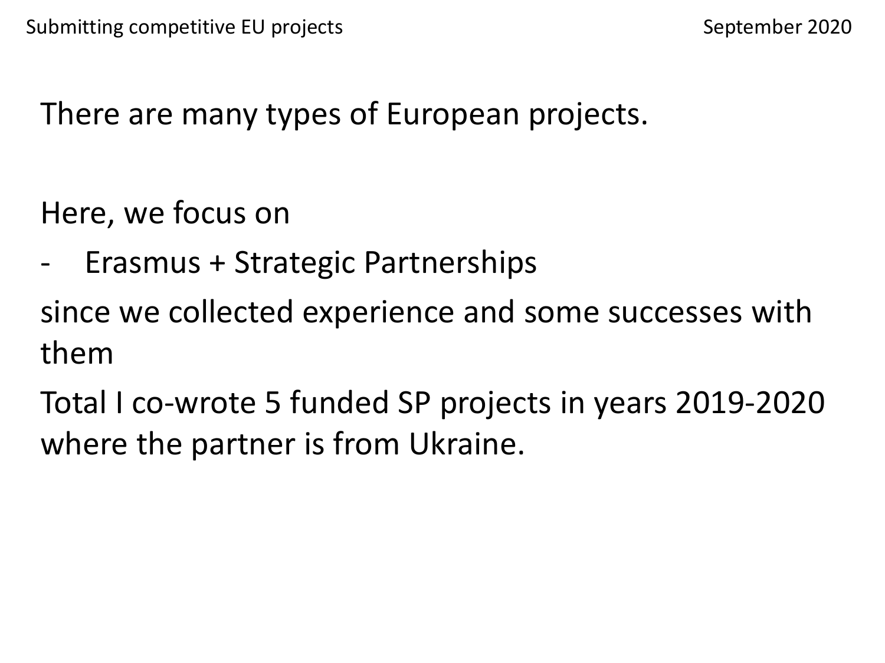There are many types of European projects.

Here, we focus on

- Erasmus + Strategic Partnerships

since we collected experience and some successes with them

Total I co-wrote 5 funded SP projects in years 2019-2020 where the partner is from Ukraine.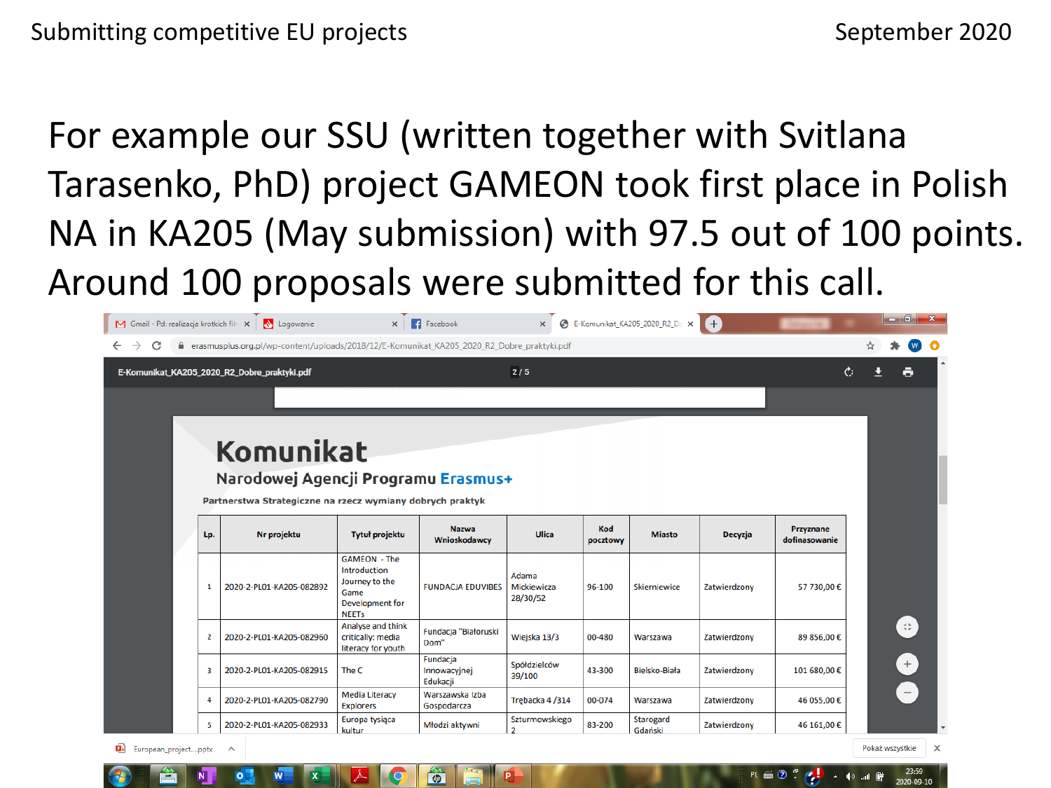For example our SSU (written together with Svitlana Tarasenko, PhD) project GAMEON took first place in Polish NA in KA205 (May submission) with 97.5 out of 100 points. Around 100 proposals were submitted for this call.

# Komunikat

## Narodowej Agencji Programu Erasmus+

**Partnerstwa Strategiczne na rzecz wymiany dobrych praktyk**

| Lp. | Nr projektu | Tytuł projektu | Nazwa Wnioskodawcy | Ulica | Kod pocztowy | Miasto | Decyzja | Przyznane dofinasowanie |
|---|---|---|---|---|---|---|---|---|
| 1 | 2020-2-PL01-KA205-082892 | GAMEON - The Introduction Journey to the Game Development for NEETs | FUNDACJA EDUVIBES | Adama Mickiewicza 28/30/52 | 96-100 | Skierniewice | Zatwierdzony | 57 730,00 € |
| 2 | 2020-2-PL01-KA205-082960 | Analyse and think critically: media literacy for youth | Fundacja "Białoruski Dom" | Wiejska 13/3 | 00-480 | Warszawa | Zatwierdzony | 89 856,00 € |
| 3 | 2020-2-PL01-KA205-082915 | The C | Fundacja Innowacyjnej Edukacji | Spółdzielców 39/100 | 43-300 | Bielsko-Biała | Zatwierdzony | 101 680,00 € |
| 4 | 2020-2-PL01-KA205-082790 | Media Literacy Explorers | Warszawska Izba Gospodarcza | Trębacka 4 /314 | 00-074 | Warszawa | Zatwierdzony | 46 055,00 € |
| 5 | 2020-2-PL01-KA205-082933 | Europa tysiąca kultur | Młodzi aktywni | Szturmowskiego 2 | 83-200 | Starogard Gdański | Zatwierdzony | 46 161,00 € |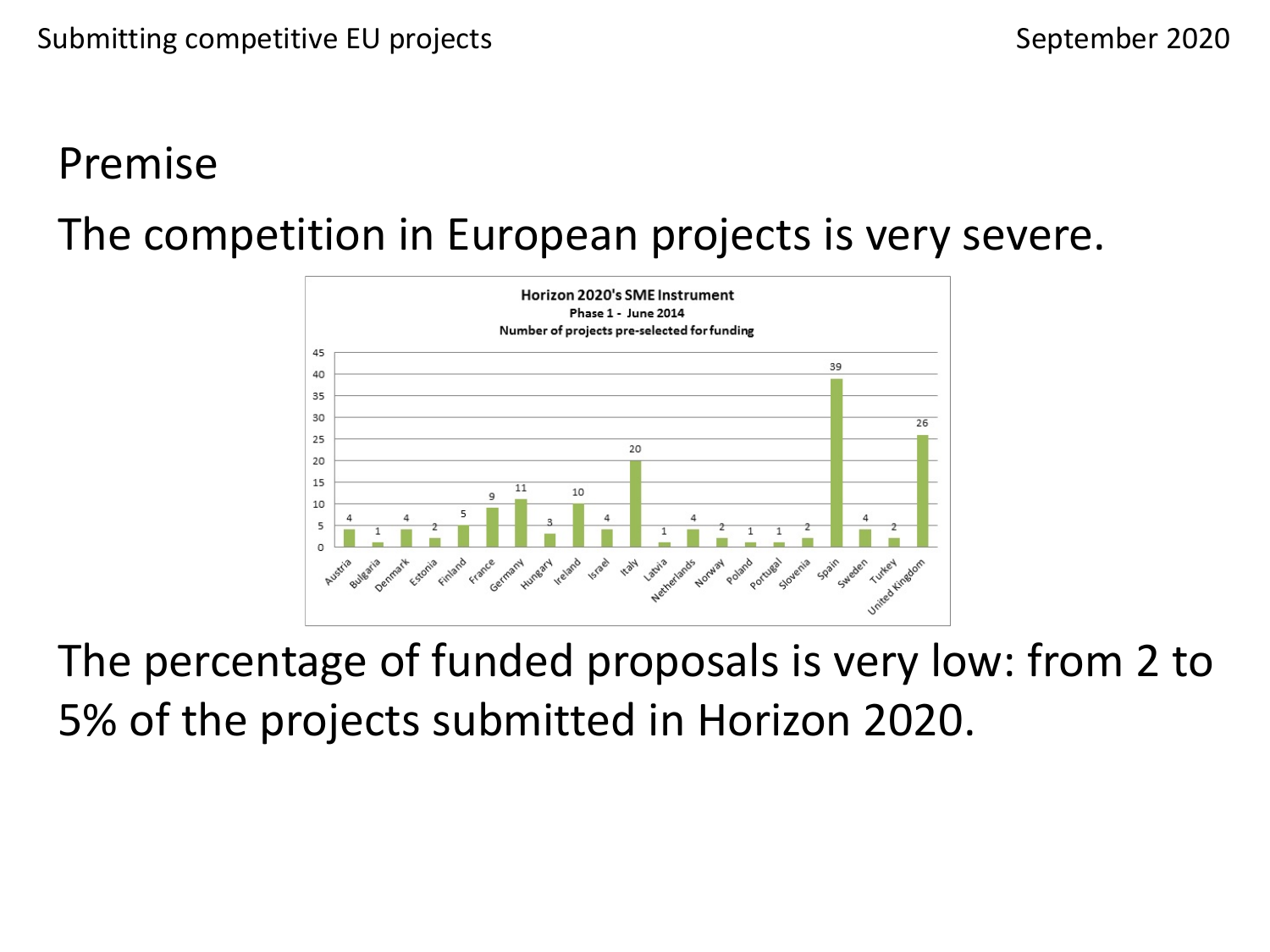# Premise

The competition in European projects is very severe.

**Horizon 2020's SME Instrument**
**Phase 1 - June 2014**
**Number of projects pre-selected for funding**

| Country | Number of projects |
|---|---|
| Austria | 4 |
| Bulgaria | 1 |
| Denmark | 4 |
| Estonia | 2 |
| Finland | 5 |
| France | 9 |
| Germany | 11 |
| Hungary | 3 |
| Ireland | 10 |
| Israel | 4 |
| Italy | 20 |
| Latvia | 1 |
| Netherlands | 4 |
| Norway | 2 |
| Poland | 1 |
| Portugal | 1 |
| Slovenia | 2 |
| Spain | 39 |
| Sweden | 4 |
| Turkey | 2 |
| United Kingdom | 26 |

The percentage of funded proposals is very low: from 2 to 5% of the projects submitted in Horizon 2020.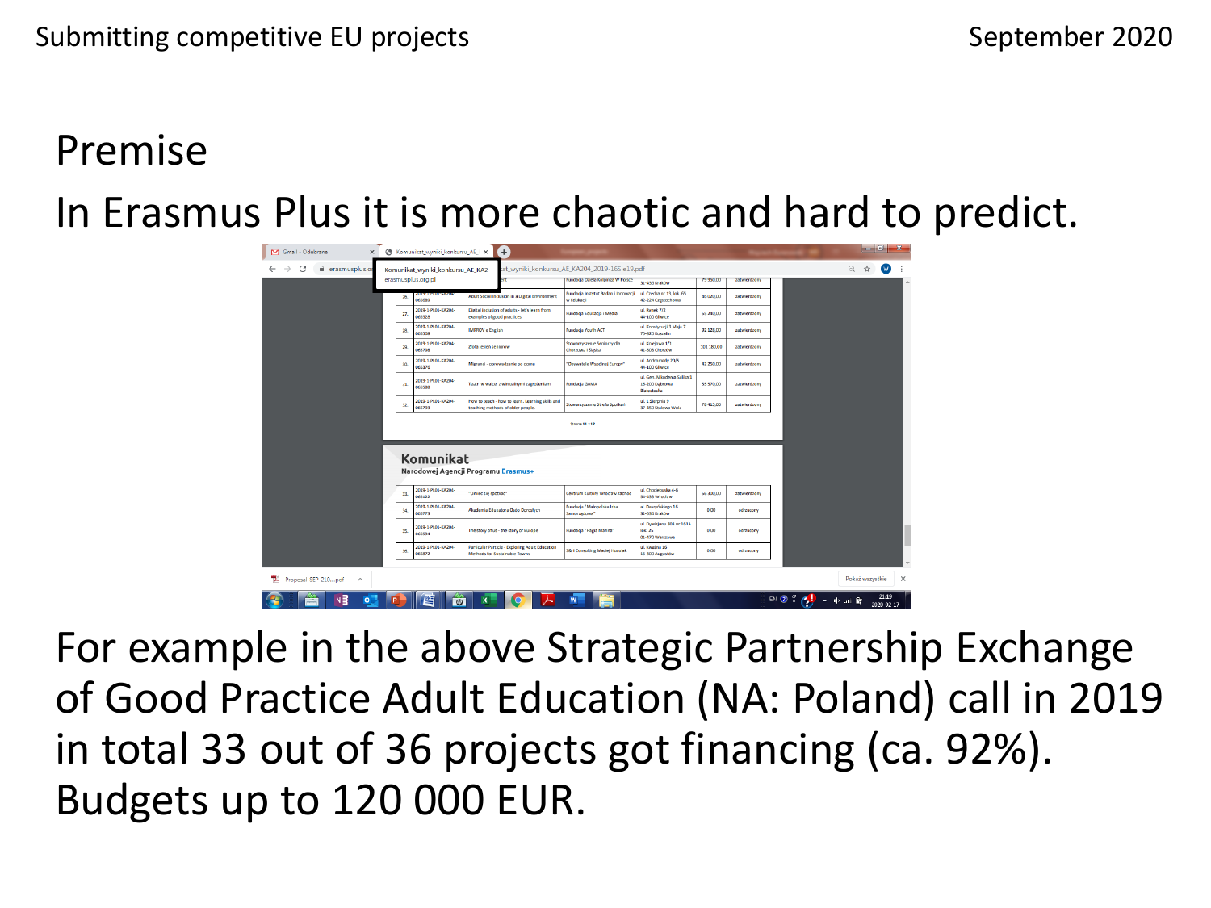# Premise

In Erasmus Plus it is more chaotic and hard to predict.

For example in the above Strategic Partnership Exchange of Good Practice Adult Education (NA: Poland) call in 2019 in total 33 out of 36 projects got financing (ca. 92%). Budgets up to 120 000 EUR.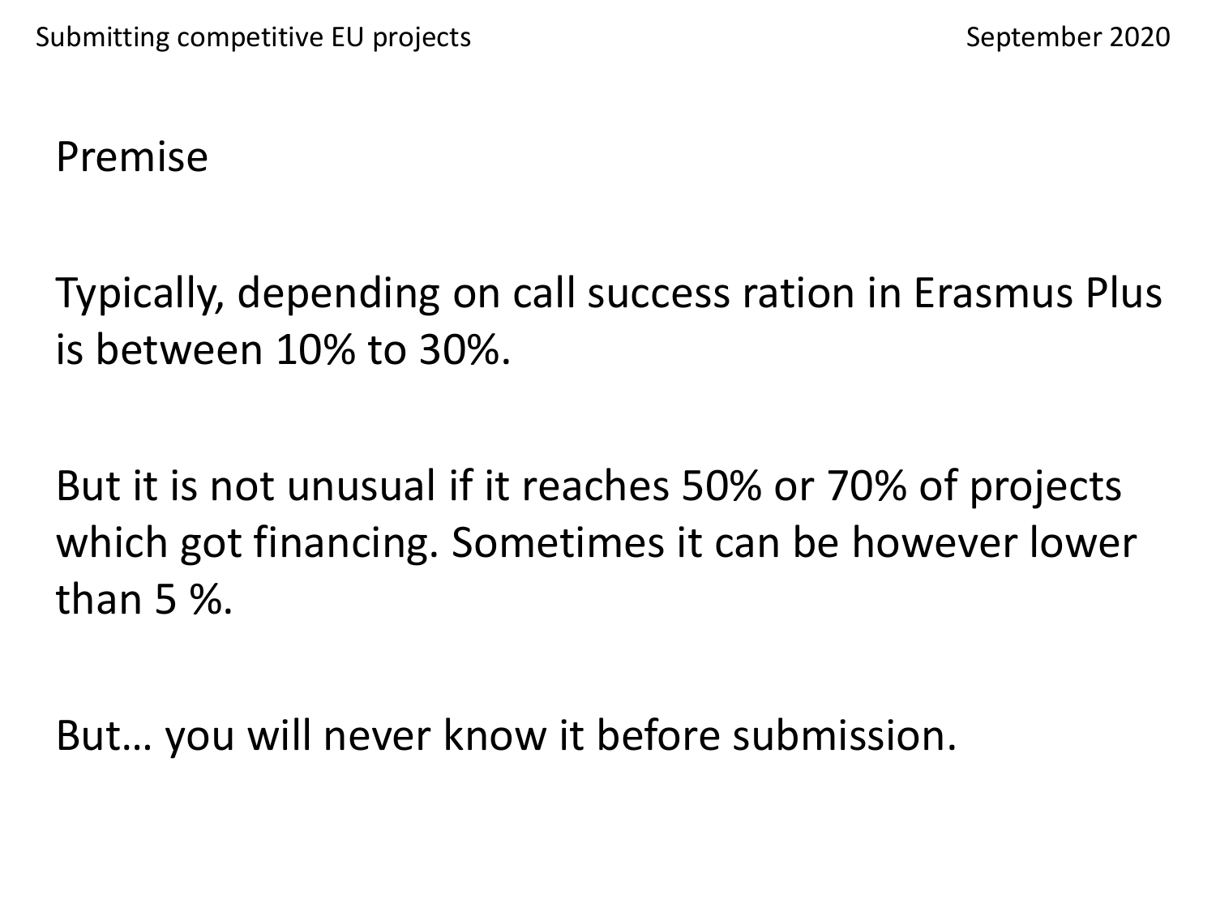# Premise

Typically, depending on call success ration in Erasmus Plus is between 10% to 30%.

But it is not unusual if it reaches 50% or 70% of projects which got financing. Sometimes it can be however lower than 5 %.

But… you will never know it before submission.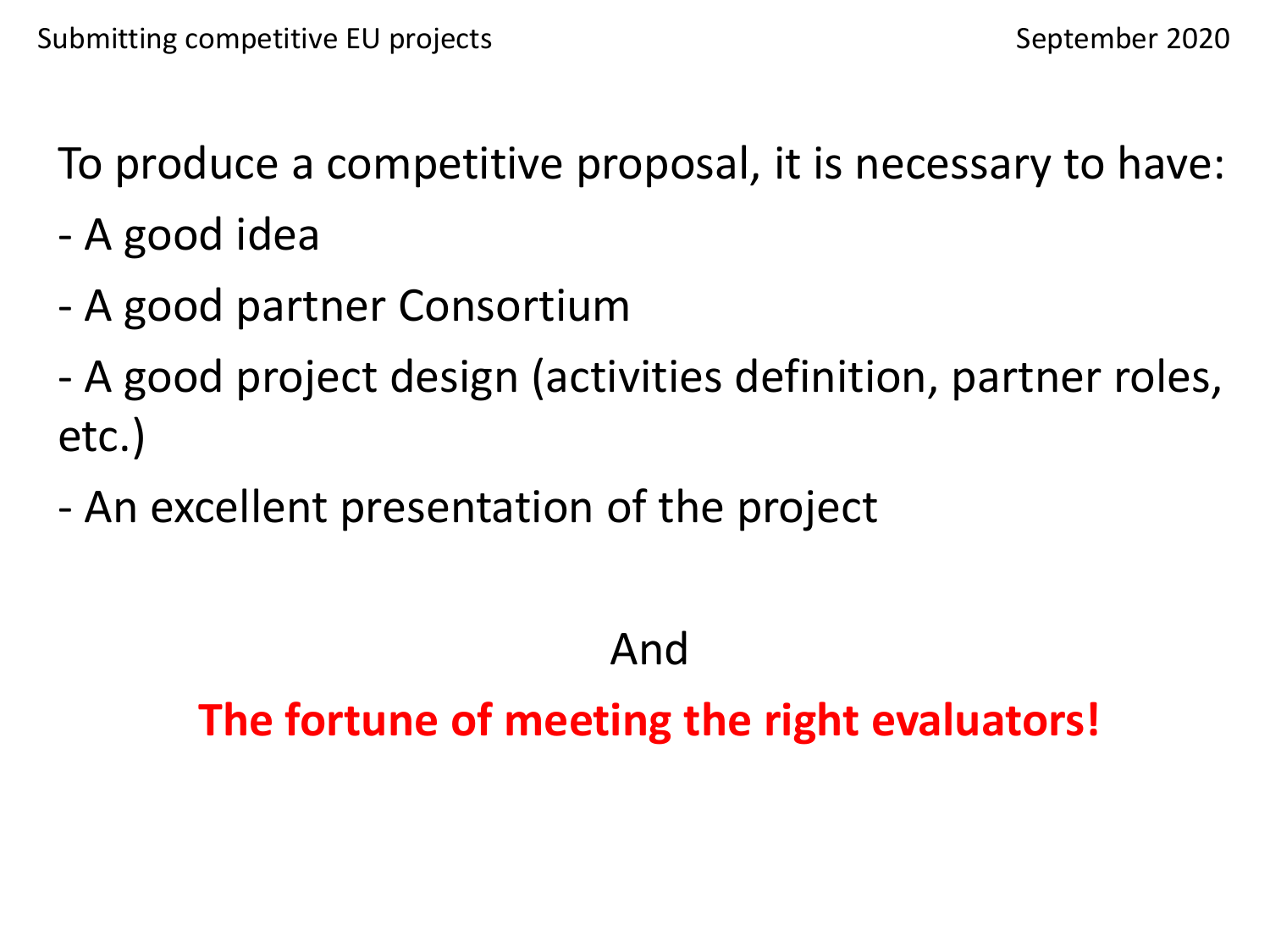To produce a competitive proposal, it is necessary to have:

- A good idea
- A good partner Consortium
- A good project design (activities definition, partner roles, etc.)
- An excellent presentation of the project

And

**The fortune of meeting the right evaluators!**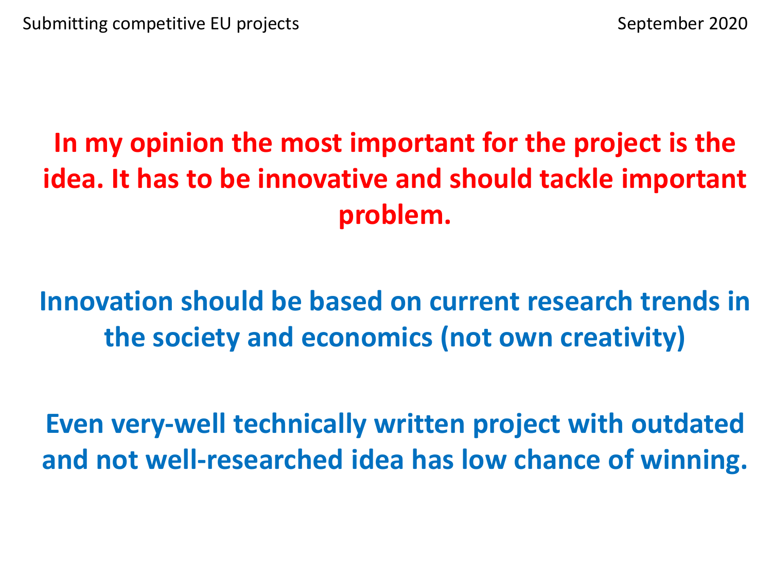**In my opinion the most important for the project is the idea. It has to be innovative and should tackle important problem.**

**Innovation should be based on current research trends in the society and economics (not own creativity)**

**Even very-well technically written project with outdated and not well-researched idea has low chance of winning.**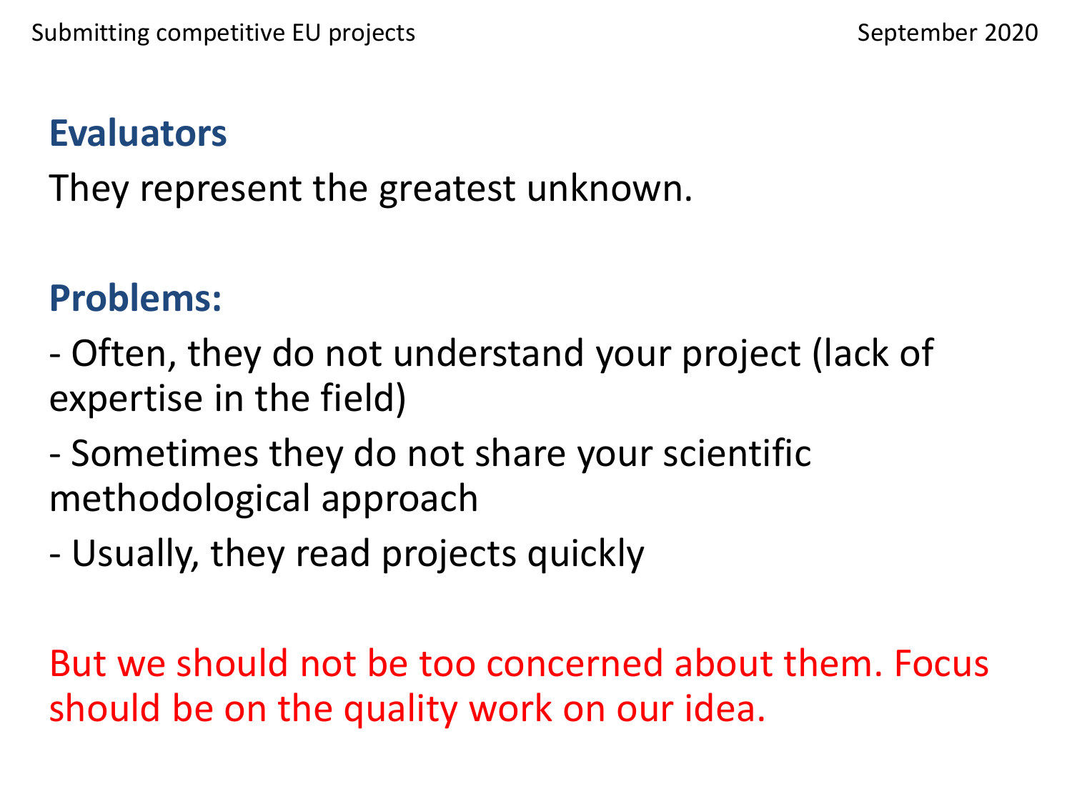## Evaluators

They represent the greatest unknown.

## Problems:

- Often, they do not understand your project (lack of expertise in the field)
- Sometimes they do not share your scientific methodological approach
- Usually, they read projects quickly

But we should not be too concerned about them. Focus should be on the quality work on our idea.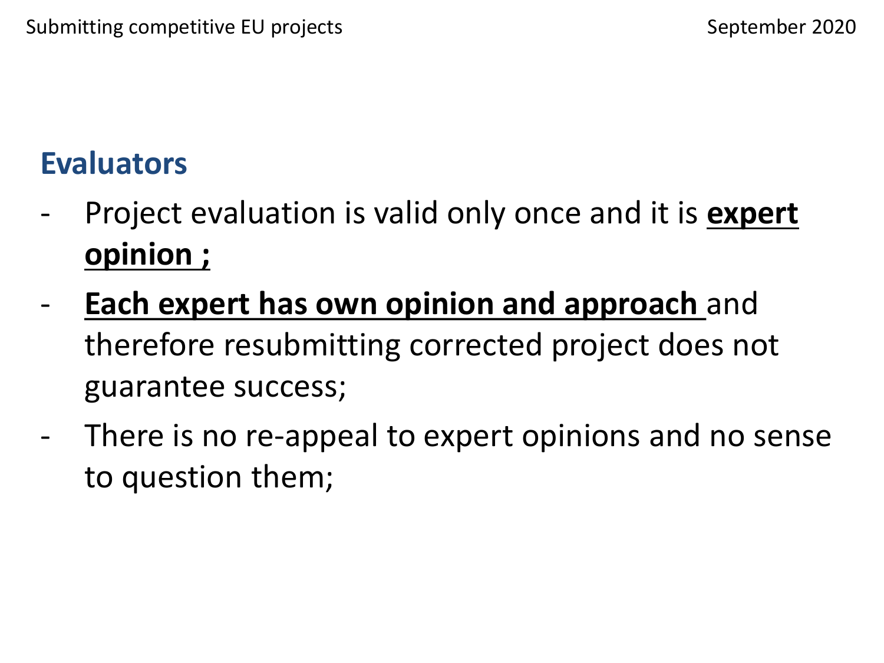## Evaluators

- Project evaluation is valid only once and it is **expert opinion ;**
- **Each expert has own opinion and approach** and therefore resubmitting corrected project does not guarantee success;
- There is no re-appeal to expert opinions and no sense to question them;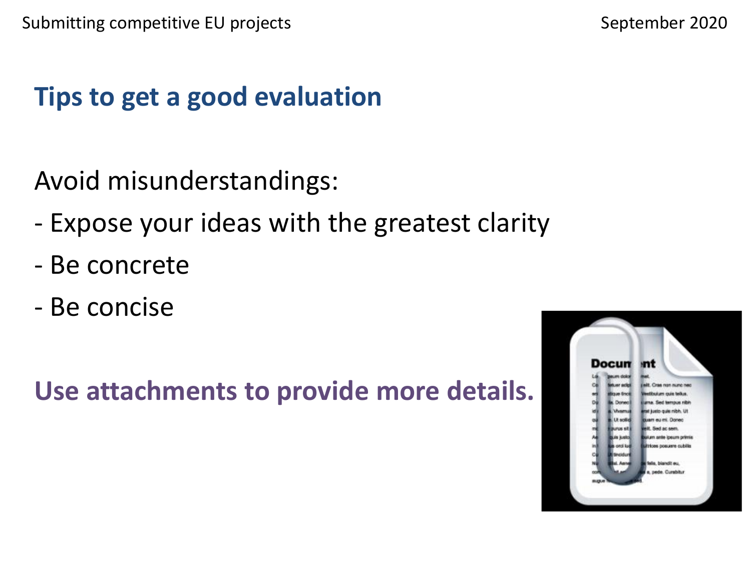## Tips to get a good evaluation

Avoid misunderstandings:

- Expose your ideas with the greatest clarity
- Be concrete
- Be concise

**Use attachments to provide more details.**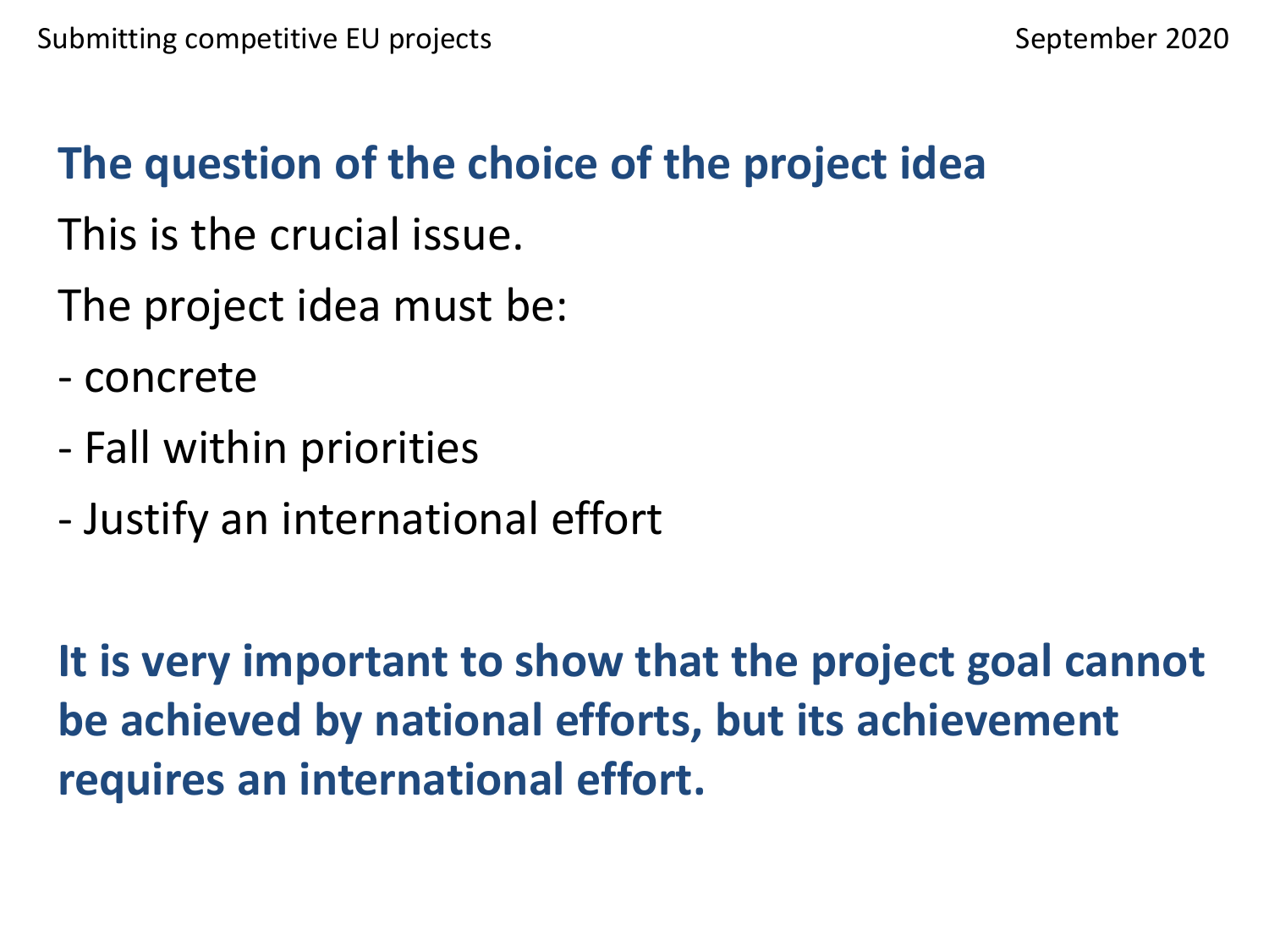## The question of the choice of the project idea

This is the crucial issue.

The project idea must be:

- concrete
- Fall within priorities
- Justify an international effort

**It is very important to show that the project goal cannot be achieved by national efforts, but its achievement requires an international effort.**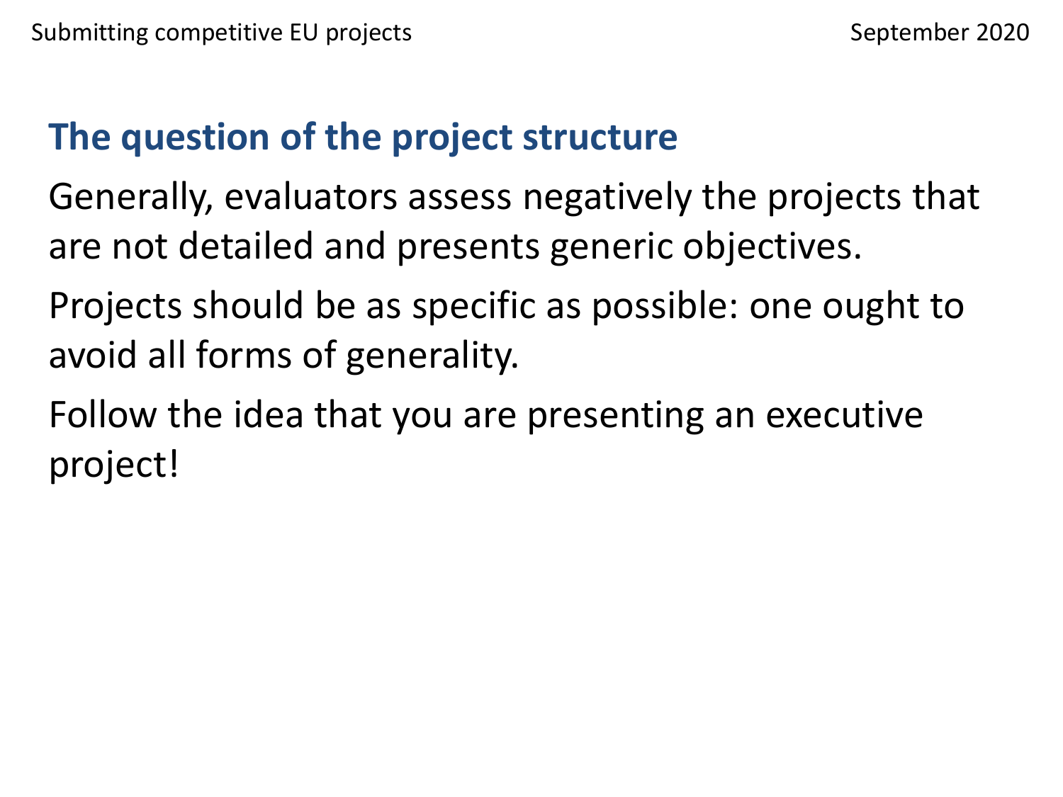## The question of the project structure

Generally, evaluators assess negatively the projects that are not detailed and presents generic objectives.

Projects should be as specific as possible: one ought to avoid all forms of generality.

Follow the idea that you are presenting an executive project!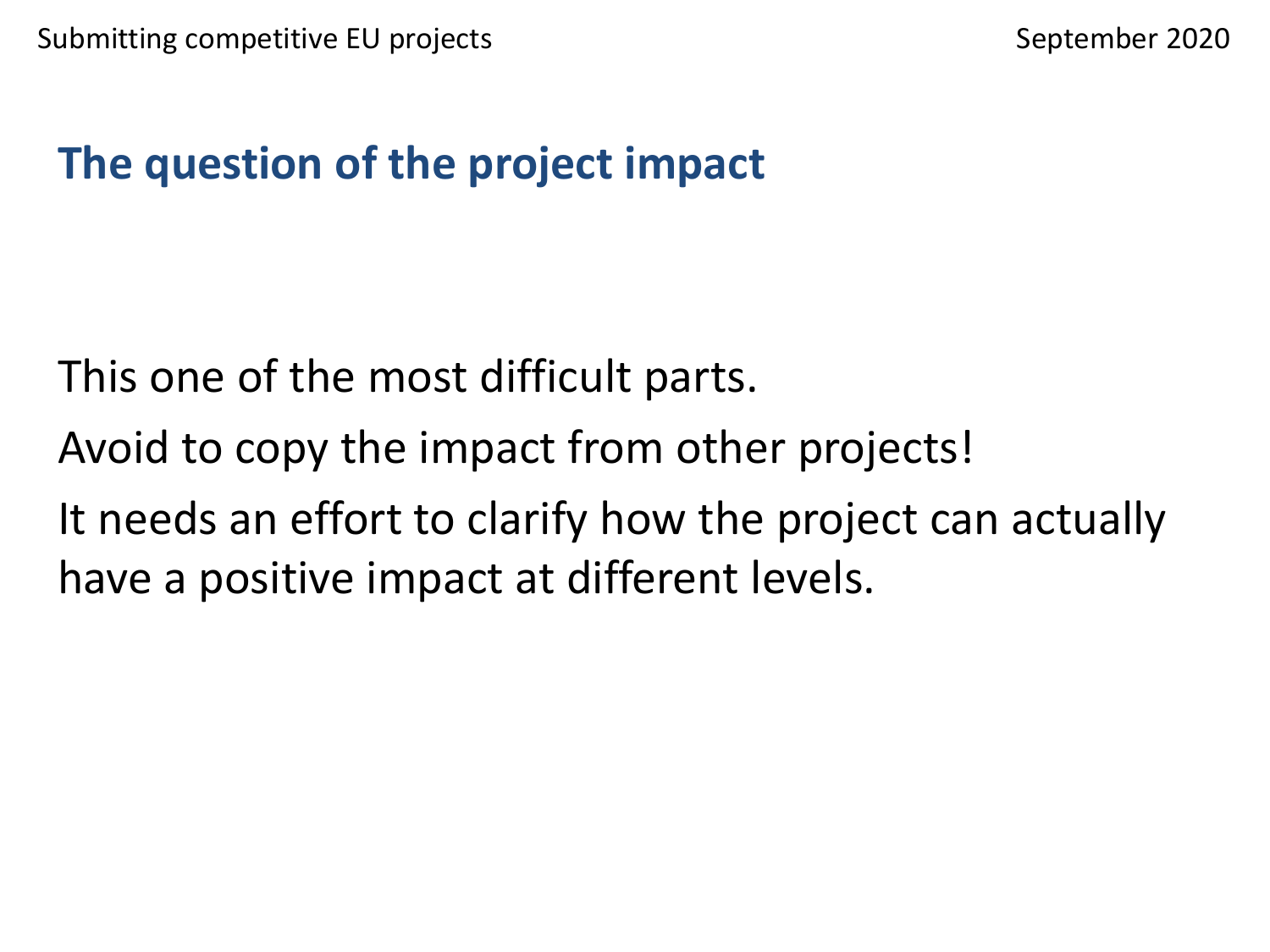## The question of the project impact

This one of the most difficult parts.

Avoid to copy the impact from other projects!

It needs an effort to clarify how the project can actually have a positive impact at different levels.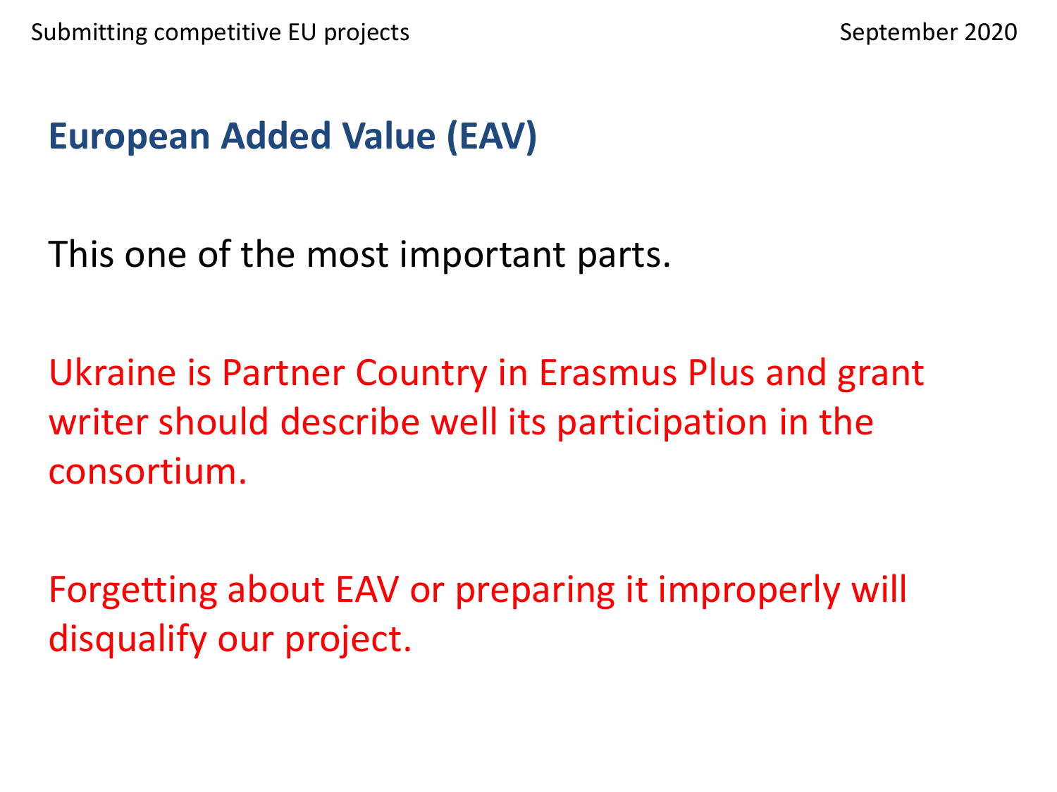## European Added Value (EAV)

This one of the most important parts.

Ukraine is Partner Country in Erasmus Plus and grant writer should describe well its participation in the consortium.

Forgetting about EAV or preparing it improperly will disqualify our project.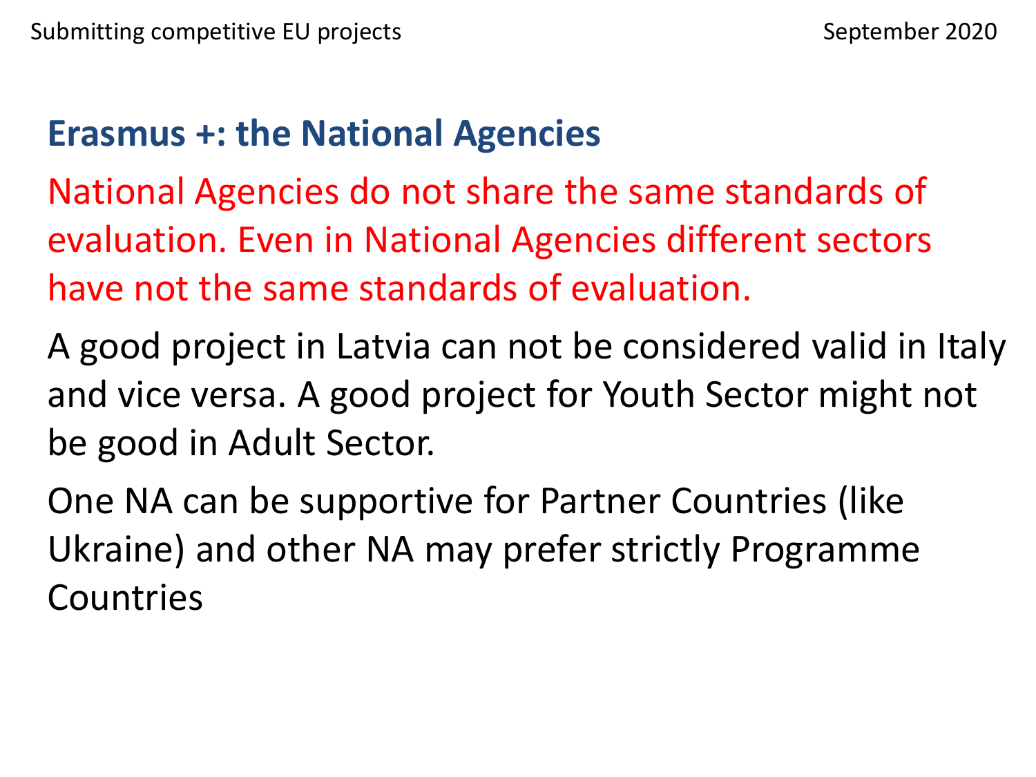## Erasmus +: the National Agencies

National Agencies do not share the same standards of evaluation. Even in National Agencies different sectors have not the same standards of evaluation.

A good project in Latvia can not be considered valid in Italy and vice versa. A good project for Youth Sector might not be good in Adult Sector.

One NA can be supportive for Partner Countries (like Ukraine) and other NA may prefer strictly Programme Countries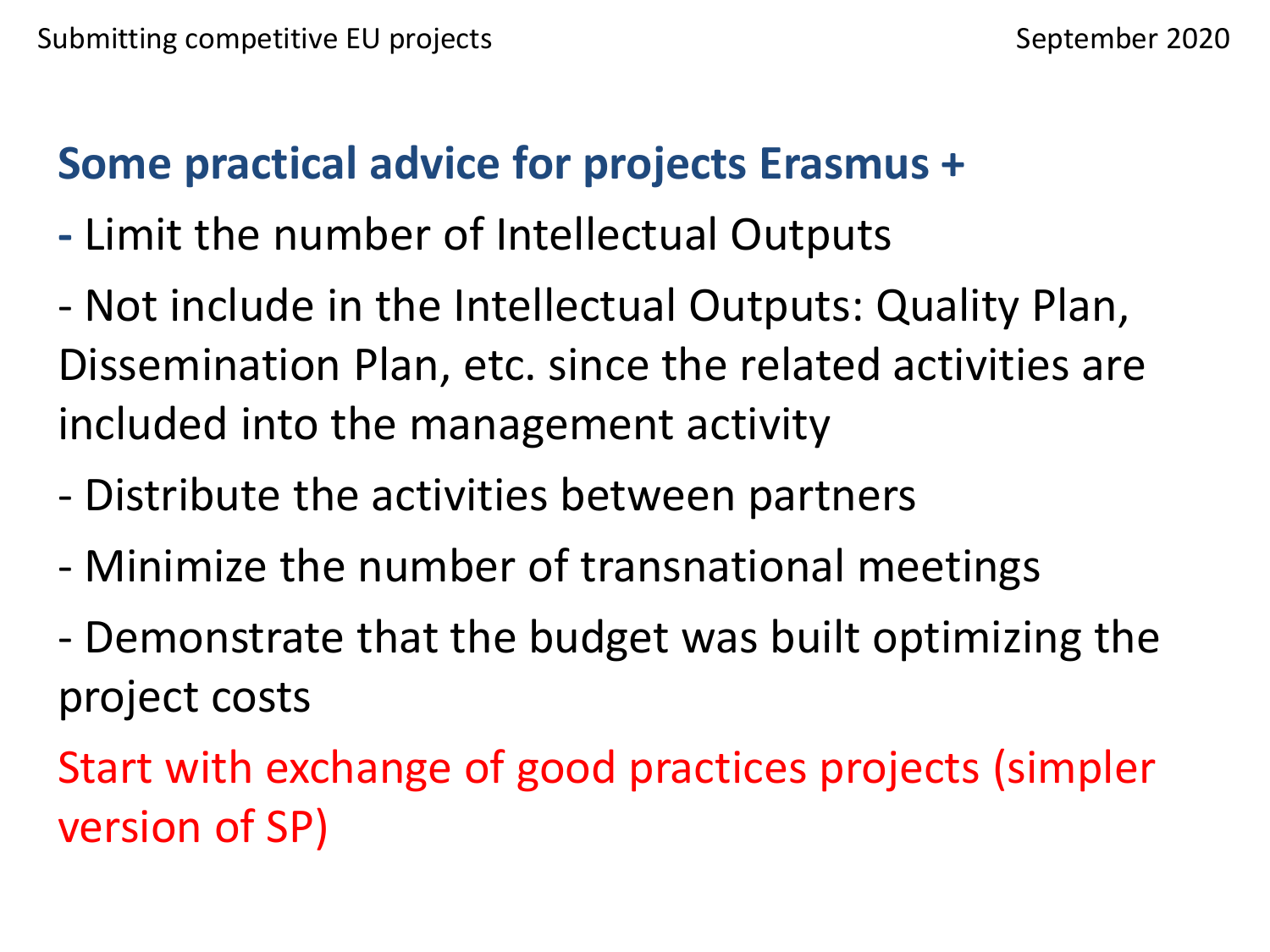## Some practical advice for projects Erasmus +

- Limit the number of Intellectual Outputs
- Not include in the Intellectual Outputs: Quality Plan, Dissemination Plan, etc. since the related activities are included into the management activity
- Distribute the activities between partners
- Minimize the number of transnational meetings
- Demonstrate that the budget was built optimizing the project costs

Start with exchange of good practices projects (simpler version of SP)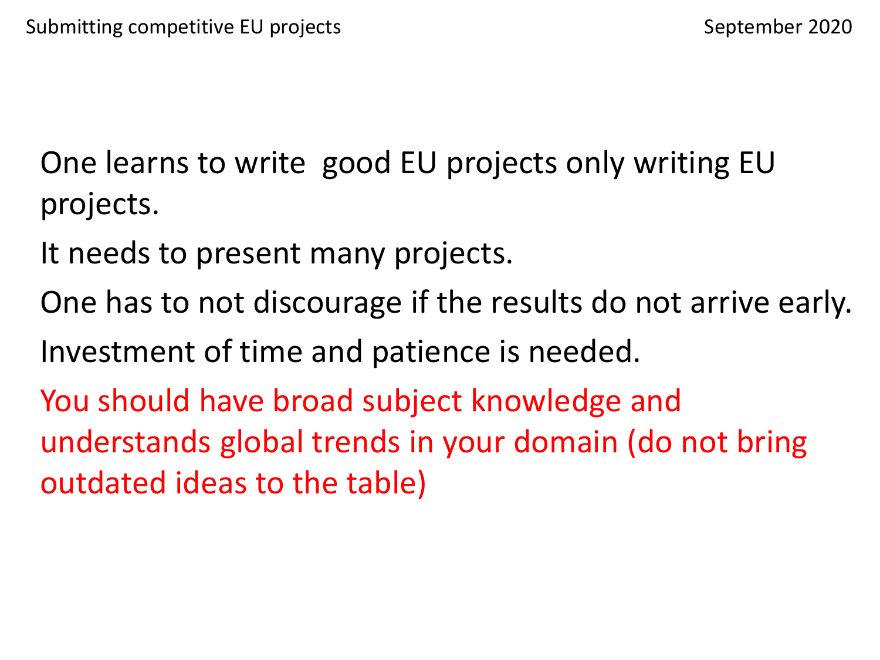One learns to write  good EU projects only writing EU projects.

It needs to present many projects.

One has to not discourage if the results do not arrive early.

Investment of time and patience is needed.

You should have broad subject knowledge and understands global trends in your domain (do not bring outdated ideas to the table)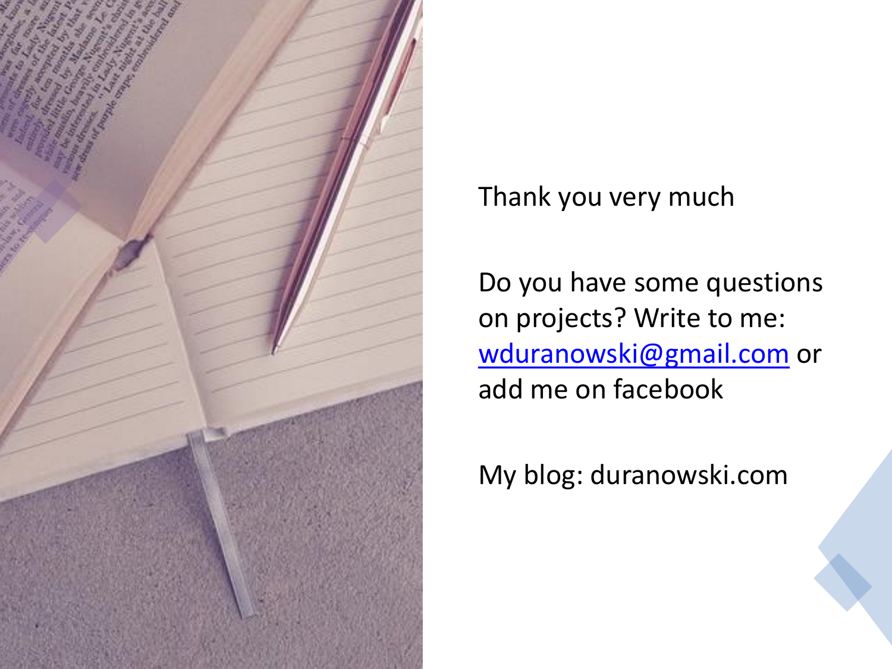Thank you very much

Do you have some questions on projects? Write to me: wduranowski@gmail.com or add me on facebook

My blog: duranowski.com